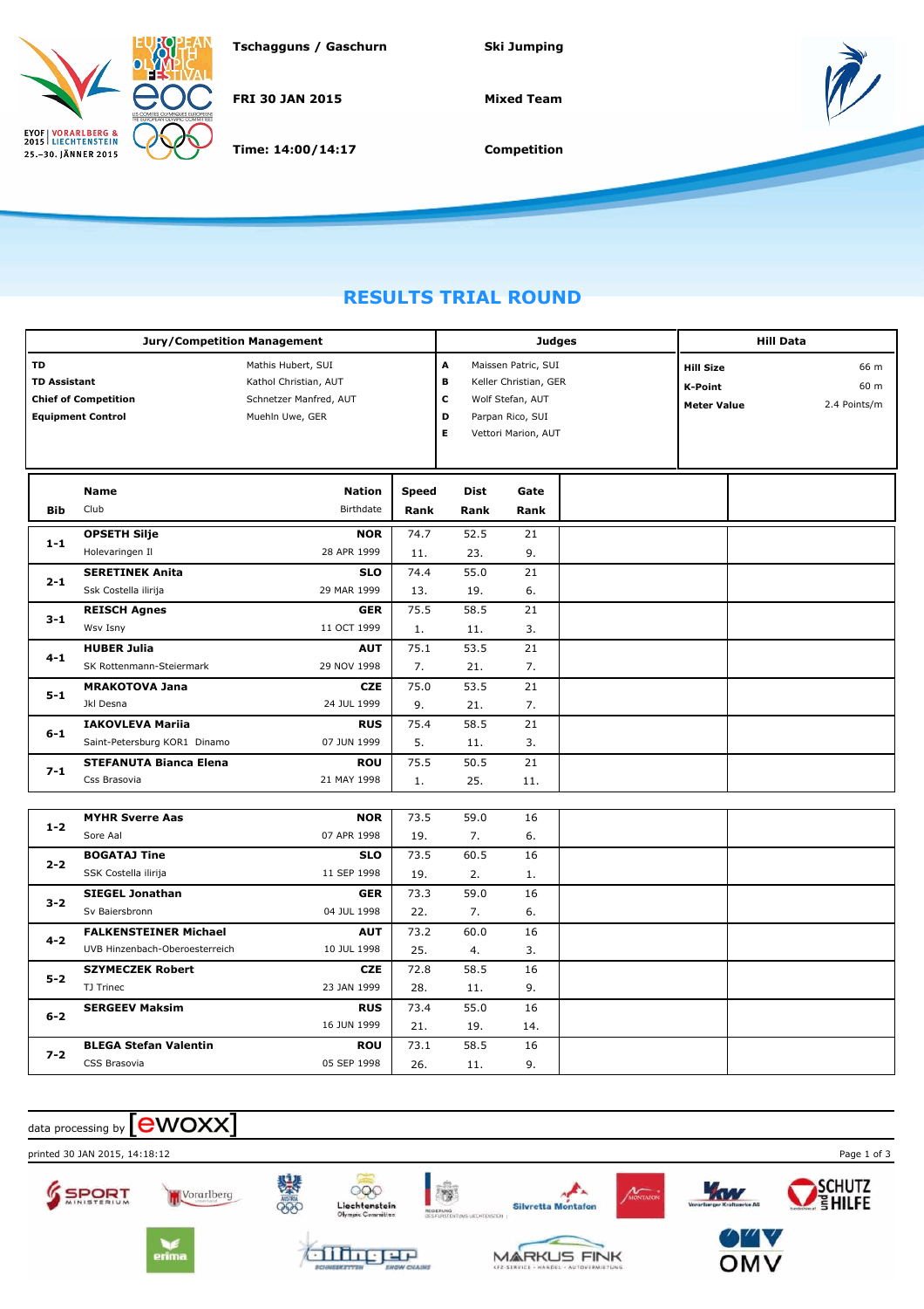Tschagguns / Gaschurn

FRI 30 JAN 2015

Time: 14:00/14:17

Ski Jumping

Mixed Team

Competition

# RESULTS TRIAL ROUND

| Jury/Competition Management | | Judges | | Hill Data | |
|---|---|---|---|---|---|
| TD | Mathis Hubert, SUI | A | Maissen Patric, SUI | Hill Size | 66 m |
| TD Assistant | Kathol Christian, AUT | B | Keller Christian, GER | K-Point | 60 m |
| Chief of Competition | Schnetzer Manfred, AUT | C | Wolf Stefan, AUT | Meter Value | 2.4 Points/m |
| Equipment Control | Muehln Uwe, GER | D | Parpan Rico, SUI | | |
| | | E | Vettori Marion, AUT | | |

| Bib | Name / Club | Nation / Birthdate | Speed / Rank | Dist / Rank | Gate / Rank |
|---|---|---|---|---|---|
| 1-1 | OPSETH Silje / Holevaringen Il | NOR / 28 APR 1999 | 74.7 / 11. | 52.5 / 23. | 21 / 9. |
| 2-1 | SERETINEK Anita / Ssk Costella ilirija | SLO / 29 MAR 1999 | 74.4 / 13. | 55.0 / 19. | 21 / 6. |
| 3-1 | REISCH Agnes / Wsv Isny | GER / 11 OCT 1999 | 75.5 / 1. | 58.5 / 11. | 21 / 3. |
| 4-1 | HUBER Julia / SK Rottenmann-Steiermark | AUT / 29 NOV 1998 | 75.1 / 7. | 53.5 / 21. | 21 / 7. |
| 5-1 | MRAKOTOVA Jana / Jkl Desna | CZE / 24 JUL 1999 | 75.0 / 9. | 53.5 / 21. | 21 / 7. |
| 6-1 | IAKOVLEVA Mariia / Saint-Petersburg KOR1 Dinamo | RUS / 07 JUN 1999 | 75.4 / 5. | 58.5 / 11. | 21 / 3. |
| 7-1 | STEFANUTA Bianca Elena / Css Brasovia | ROU / 21 MAY 1998 | 75.5 / 1. | 50.5 / 25. | 21 / 11. |
| 1-2 | MYHR Sverre Aas / Sore Aal | NOR / 07 APR 1998 | 73.5 / 19. | 59.0 / 7. | 16 / 6. |
| 2-2 | BOGATAJ Tine / SSK Costella ilirija | SLO / 11 SEP 1998 | 73.5 / 19. | 60.5 / 2. | 16 / 1. |
| 3-2 | SIEGEL Jonathan / Sv Baiersbronn | GER / 04 JUL 1998 | 73.3 / 22. | 59.0 / 7. | 16 / 6. |
| 4-2 | FALKENSTEINER Michael / UVB Hinzenbach-Oberoesterreich | AUT / 10 JUL 1998 | 73.2 / 25. | 60.0 / 4. | 16 / 3. |
| 5-2 | SZYMECZEK Robert / TJ Trinec | CZE / 23 JAN 1999 | 72.8 / 28. | 58.5 / 11. | 16 / 9. |
| 6-2 | SERGEEV Maksim | RUS / 16 JUN 1999 | 73.4 / 21. | 55.0 / 19. | 16 / 14. |
| 7-2 | BLEGA Stefan Valentin / CSS Brasovia | ROU / 05 SEP 1998 | 73.1 / 26. | 58.5 / 11. | 16 / 9. |

data processing by [ewoxx]

printed 30 JAN 2015, 14:18:12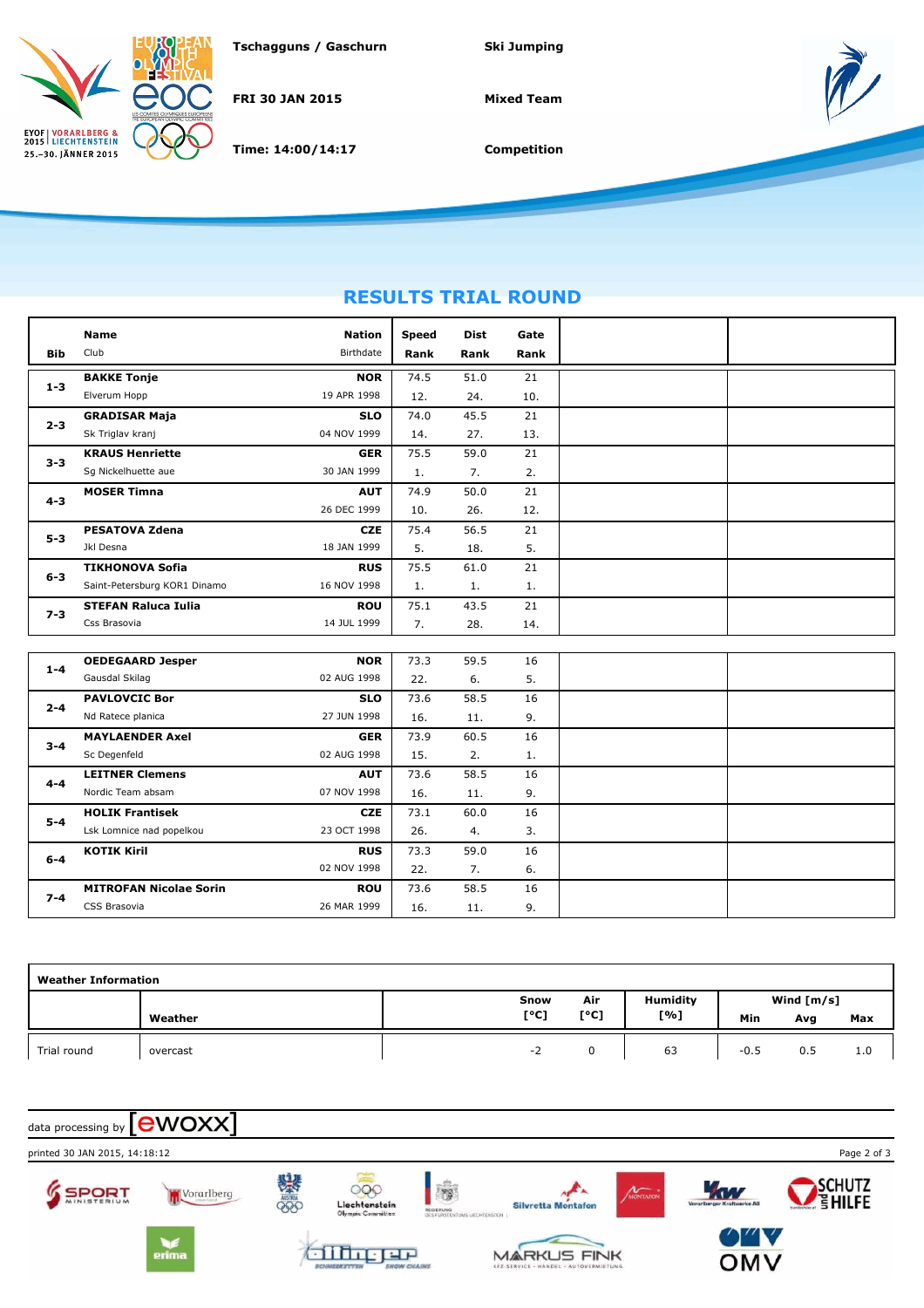Tschagguns / Gaschurn

FRI 30 JAN 2015

Time: 14:00/14:17

Ski Jumping

Mixed Team

Competition

## RESULTS TRIAL ROUND

| Bib | Name / Club | Nation / Birthdate | Speed / Rank | Dist / Rank | Gate / Rank |
|---|---|---|---|---|---|
| 1-3 | **BAKKE Tonje** Elverum Hopp | **NOR** 19 APR 1998 | 74.5 / 12. | 51.0 / 24. | 21 / 10. |
| 2-3 | **GRADISAR Maja** Sk Triglav kranj | **SLO** 04 NOV 1999 | 74.0 / 14. | 45.5 / 27. | 21 / 13. |
| 3-3 | **KRAUS Henriette** Sg Nickelhuette aue | **GER** 30 JAN 1999 | 75.5 / 1. | 59.0 / 7. | 21 / 2. |
| 4-3 | **MOSER Timna** | **AUT** 26 DEC 1999 | 74.9 / 10. | 50.0 / 26. | 21 / 12. |
| 5-3 | **PESATOVA Zdena** Jkl Desna | **CZE** 18 JAN 1999 | 75.4 / 5. | 56.5 / 18. | 21 / 5. |
| 6-3 | **TIKHONOVA Sofia** Saint-Petersburg KOR1 Dinamo | **RUS** 16 NOV 1998 | 75.5 / 1. | 61.0 / 1. | 21 / 1. |
| 7-3 | **STEFAN Raluca Iulia** Css Brasovia | **ROU** 14 JUL 1999 | 75.1 / 7. | 43.5 / 28. | 21 / 14. |
| 1-4 | **OEDEGAARD Jesper** Gausdal Skilag | **NOR** 02 AUG 1998 | 73.3 / 22. | 59.5 / 6. | 16 / 5. |
| 2-4 | **PAVLOVCIC Bor** Nd Ratece planica | **SLO** 27 JUN 1998 | 73.6 / 16. | 58.5 / 11. | 16 / 9. |
| 3-4 | **MAYLAENDER Axel** Sc Degenfeld | **GER** 02 AUG 1998 | 73.9 / 15. | 60.5 / 2. | 16 / 1. |
| 4-4 | **LEITNER Clemens** Nordic Team absam | **AUT** 07 NOV 1998 | 73.6 / 16. | 58.5 / 11. | 16 / 9. |
| 5-4 | **HOLIK Frantisek** Lsk Lomnice nad popelkou | **CZE** 23 OCT 1998 | 73.1 / 26. | 60.0 / 4. | 16 / 3. |
| 6-4 | **KOTIK Kiril** | **RUS** 02 NOV 1998 | 73.3 / 22. | 59.0 / 7. | 16 / 6. |
| 7-4 | **MITROFAN Nicolae Sorin** CSS Brasovia | **ROU** 26 MAR 1999 | 73.6 / 16. | 58.5 / 11. | 16 / 9. |

### Weather Information

| | Weather | Snow [°C] | Air [°C] | Humidity [%] | Wind [m/s] Min | Avg | Max |
|---|---|---|---|---|---|---|---|
| Trial round | overcast | -2 | 0 | 63 | -0.5 | 0.5 | 1.0 |

data processing by [ewoxx]

printed 30 JAN 2015, 14:18:12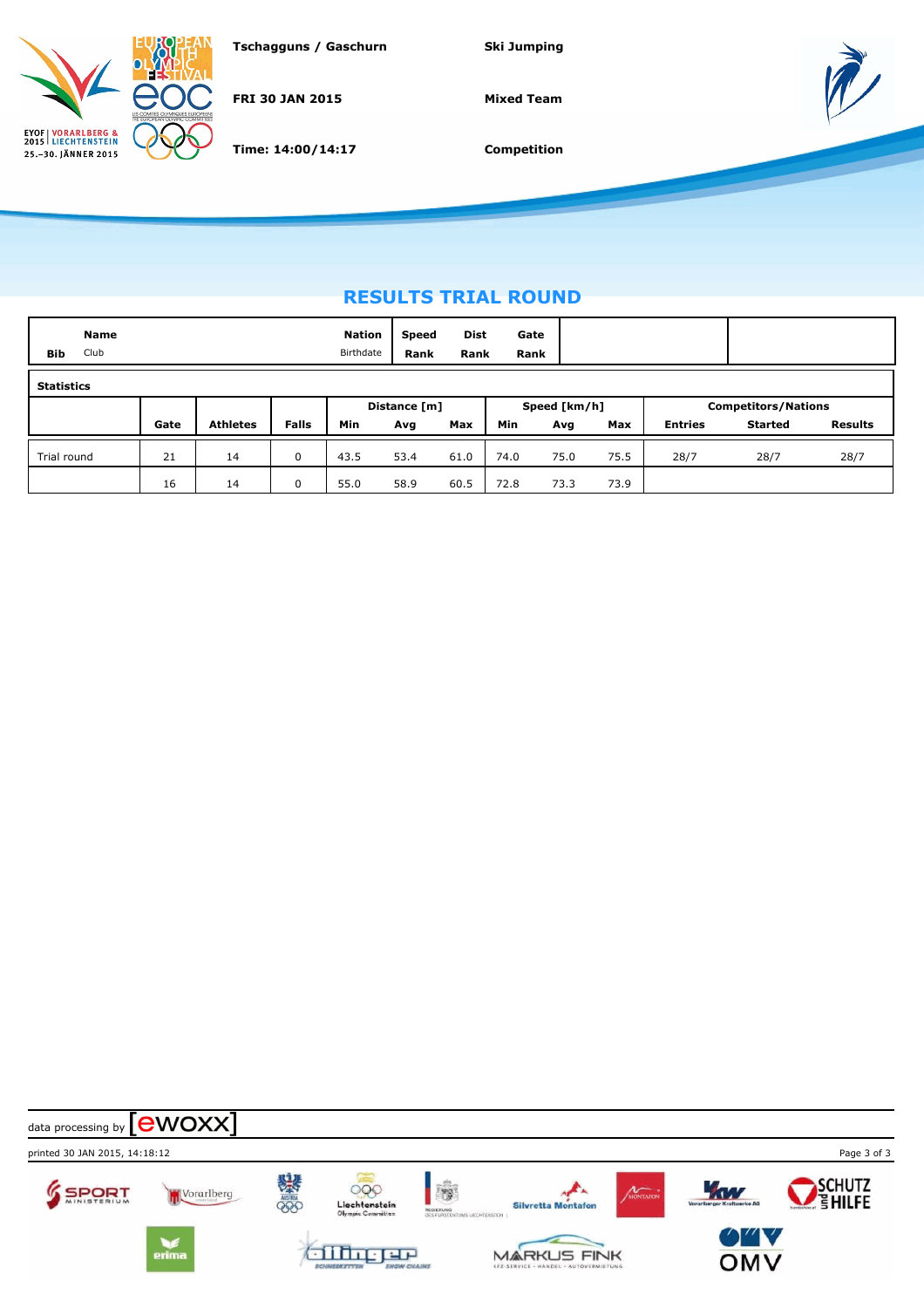Tschagguns / Gaschurn

FRI 30 JAN 2015

Time: 14:00/14:17

Ski Jumping

Mixed Team

Competition

## RESULTS TRIAL ROUND

| Bib | Name Club | Nation Birthdate | Speed Rank | Dist Rank | Gate Rank | | |
|---|---|---|---|---|---|---|---|

### Statistics

| | Gate | Athletes | Falls | Distance [m] | | | Speed [km/h] | | | Competitors/Nations | | |
|---|---|---|---|---|---|---|---|---|---|---|---|---|
| | | | | Min | Avg | Max | Min | Avg | Max | Entries | Started | Results |
| Trial round | 21 | 14 | 0 | 43.5 | 53.4 | 61.0 | 74.0 | 75.0 | 75.5 | 28/7 | 28/7 | 28/7 |
| | 16 | 14 | 0 | 55.0 | 58.9 | 60.5 | 72.8 | 73.3 | 73.9 | | | |

data processing by ewoxx

printed 30 JAN 2015, 14:18:12